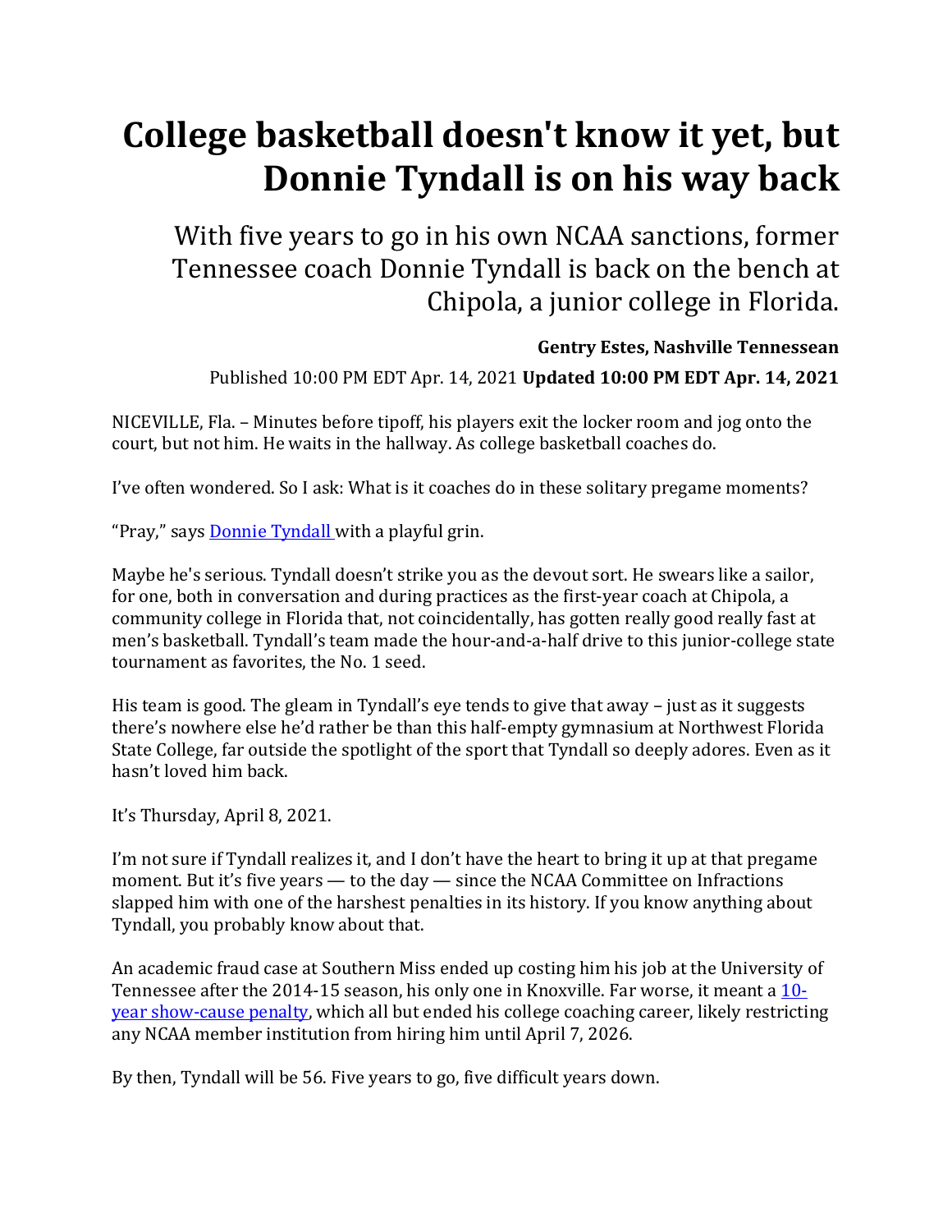# College basketball doesn't know it yet, but Donnie Tyndall is on his way back

## With five years to go in his own NCAA sanctions, former Tennessee coach Donnie Tyndall is back on the bench at Chipola, a junior college in Florida.

**Gentry Estes, Nashville Tennessean**

Published 10:00 PM EDT Apr. 14, 2021 **Updated 10:00 PM EDT Apr. 14, 2021**

NICEVILLE, Fla. – Minutes before tipoff, his players exit the locker room and jog onto the court, but not him. He waits in the hallway. As college basketball coaches do.

I've often wondered. So I ask: What is it coaches do in these solitary pregame moments?

"Pray," says Donnie Tyndall with a playful grin.

Maybe he's serious. Tyndall doesn't strike you as the devout sort. He swears like a sailor, for one, both in conversation and during practices as the first-year coach at Chipola, a community college in Florida that, not coincidentally, has gotten really good really fast at men's basketball. Tyndall's team made the hour-and-a-half drive to this junior-college state tournament as favorites, the No. 1 seed.

His team is good. The gleam in Tyndall's eye tends to give that away – just as it suggests there's nowhere else he'd rather be than this half-empty gymnasium at Northwest Florida State College, far outside the spotlight of the sport that Tyndall so deeply adores. Even as it hasn't loved him back.

It's Thursday, April 8, 2021.

I'm not sure if Tyndall realizes it, and I don't have the heart to bring it up at that pregame moment. But it's five years — to the day — since the NCAA Committee on Infractions slapped him with one of the harshest penalties in its history. If you know anything about Tyndall, you probably know about that.

An academic fraud case at Southern Miss ended up costing him his job at the University of Tennessee after the 2014-15 season, his only one in Knoxville. Far worse, it meant a 10-year show-cause penalty, which all but ended his college coaching career, likely restricting any NCAA member institution from hiring him until April 7, 2026.

By then, Tyndall will be 56. Five years to go, five difficult years down.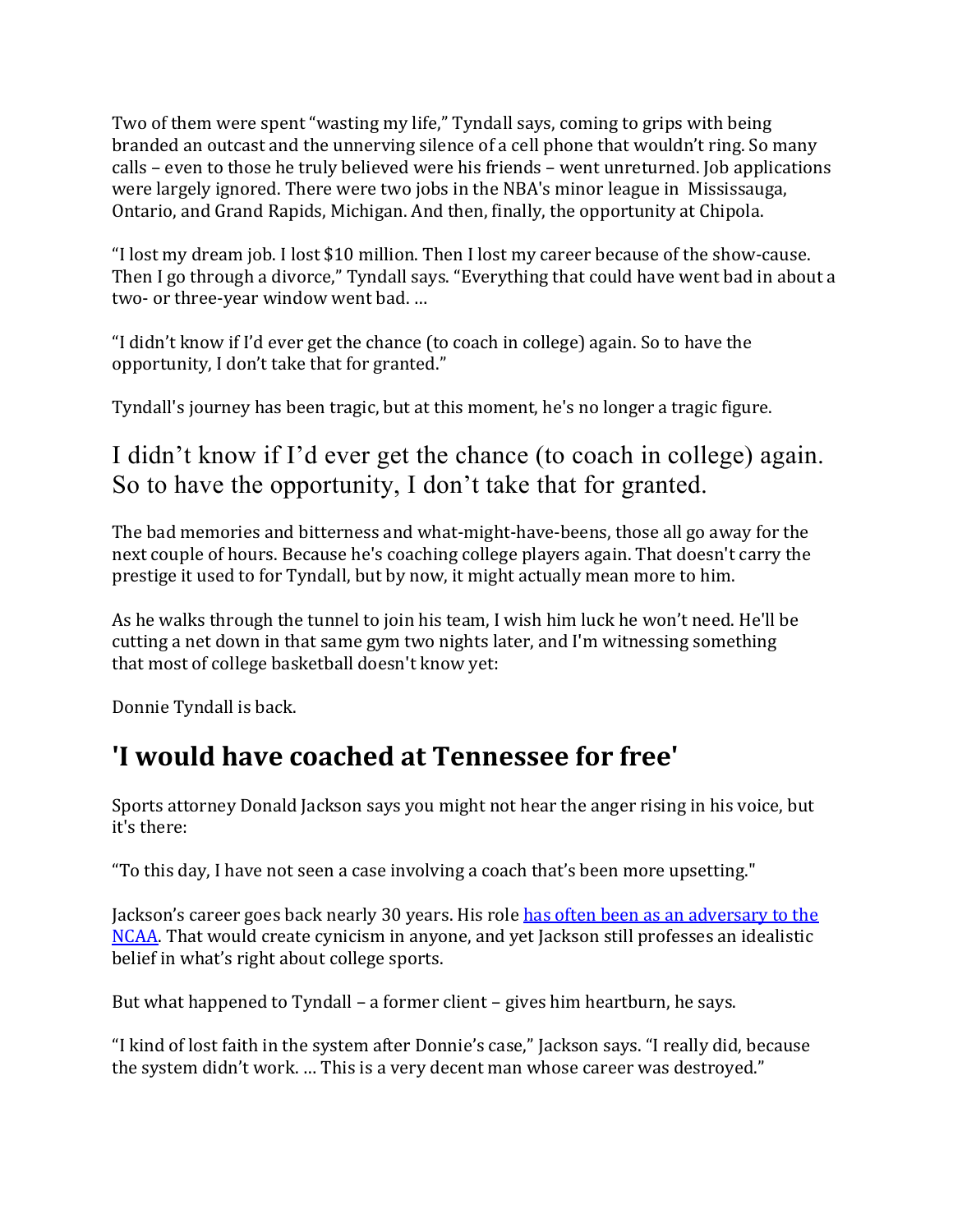Two of them were spent "wasting my life," Tyndall says, coming to grips with being branded an outcast and the unnerving silence of a cell phone that wouldn't ring. So many calls – even to those he truly believed were his friends – went unreturned. Job applications were largely ignored. There were two jobs in the NBA's minor league in Mississauga, Ontario, and Grand Rapids, Michigan. And then, finally, the opportunity at Chipola.

"I lost my dream job. I lost $10 million. Then I lost my career because of the show-cause. Then I go through a divorce," Tyndall says. "Everything that could have went bad in about a two- or three-year window went bad. …

"I didn't know if I'd ever get the chance (to coach in college) again. So to have the opportunity, I don't take that for granted."

Tyndall's journey has been tragic, but at this moment, he's no longer a tragic figure.

> I didn't know if I'd ever get the chance (to coach in college) again. So to have the opportunity, I don't take that for granted.

The bad memories and bitterness and what-might-have-beens, those all go away for the next couple of hours. Because he's coaching college players again. That doesn't carry the prestige it used to for Tyndall, but by now, it might actually mean more to him.

As he walks through the tunnel to join his team, I wish him luck he won't need. He'll be cutting a net down in that same gym two nights later, and I'm witnessing something that most of college basketball doesn't know yet:

Donnie Tyndall is back.

## 'I would have coached at Tennessee for free'

Sports attorney Donald Jackson says you might not hear the anger rising in his voice, but it's there:

"To this day, I have not seen a case involving a coach that's been more upsetting."

Jackson's career goes back nearly 30 years. His role [has often been as an adversary to the NCAA](). That would create cynicism in anyone, and yet Jackson still professes an idealistic belief in what's right about college sports.

But what happened to Tyndall – a former client – gives him heartburn, he says.

"I kind of lost faith in the system after Donnie's case," Jackson says. "I really did, because the system didn't work. … This is a very decent man whose career was destroyed."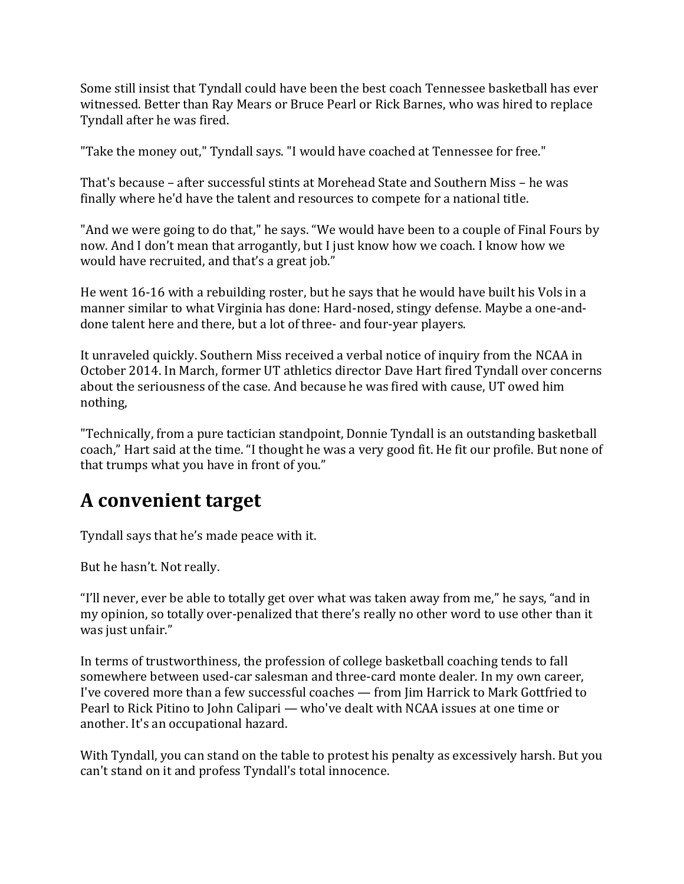Some still insist that Tyndall could have been the best coach Tennessee basketball has ever witnessed. Better than Ray Mears or Bruce Pearl or Rick Barnes, who was hired to replace Tyndall after he was fired.

"Take the money out," Tyndall says. "I would have coached at Tennessee for free."

That's because – after successful stints at Morehead State and Southern Miss – he was finally where he'd have the talent and resources to compete for a national title.

"And we were going to do that," he says. "We would have been to a couple of Final Fours by now. And I don't mean that arrogantly, but I just know how we coach. I know how we would have recruited, and that's a great job."

He went 16-16 with a rebuilding roster, but he says that he would have built his Vols in a manner similar to what Virginia has done: Hard-nosed, stingy defense. Maybe a one-and-done talent here and there, but a lot of three- and four-year players.

It unraveled quickly. Southern Miss received a verbal notice of inquiry from the NCAA in October 2014. In March, former UT athletics director Dave Hart fired Tyndall over concerns about the seriousness of the case. And because he was fired with cause, UT owed him nothing,

"Technically, from a pure tactician standpoint, Donnie Tyndall is an outstanding basketball coach," Hart said at the time. "I thought he was a very good fit. He fit our profile. But none of that trumps what you have in front of you."

## A convenient target

Tyndall says that he's made peace with it.

But he hasn't. Not really.

"I'll never, ever be able to totally get over what was taken away from me," he says, "and in my opinion, so totally over-penalized that there's really no other word to use other than it was just unfair."

In terms of trustworthiness, the profession of college basketball coaching tends to fall somewhere between used-car salesman and three-card monte dealer. In my own career, I've covered more than a few successful coaches — from Jim Harrick to Mark Gottfried to Pearl to Rick Pitino to John Calipari — who've dealt with NCAA issues at one time or another. It's an occupational hazard.

With Tyndall, you can stand on the table to protest his penalty as excessively harsh. But you can't stand on it and profess Tyndall's total innocence.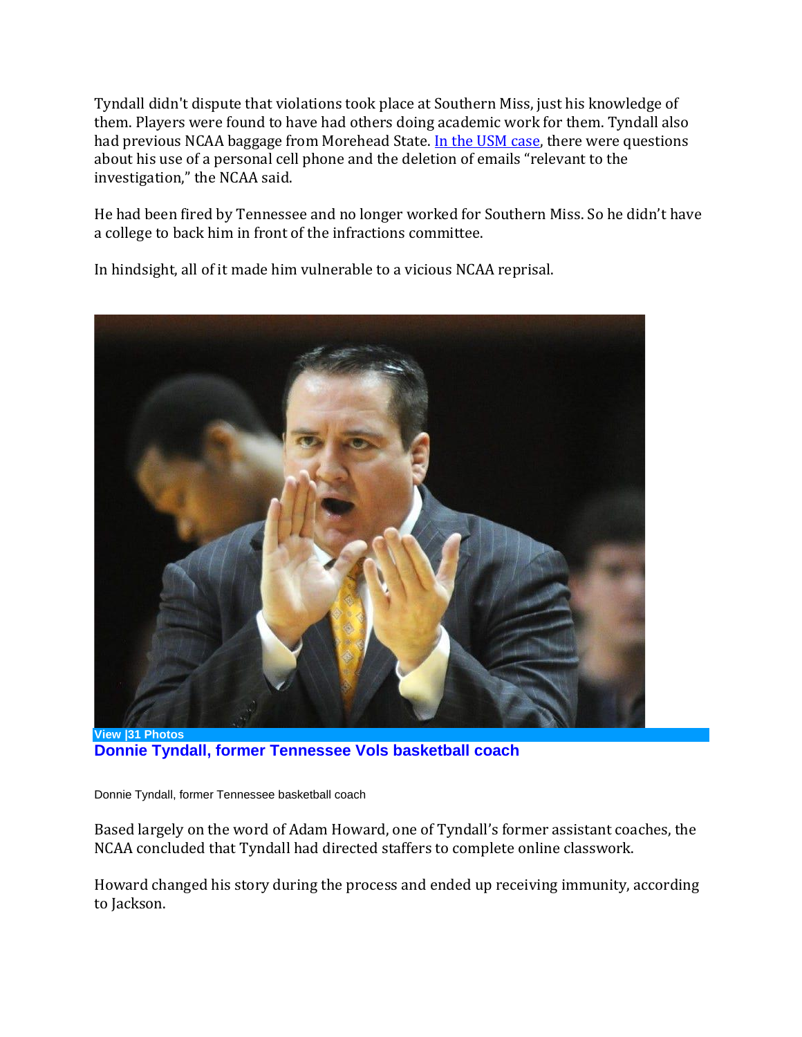Tyndall didn't dispute that violations took place at Southern Miss, just his knowledge of them. Players were found to have had others doing academic work for them. Tyndall also had previous NCAA baggage from Morehead State. [In the USM case](), there were questions about his use of a personal cell phone and the deletion of emails "relevant to the investigation," the NCAA said.

He had been fired by Tennessee and no longer worked for Southern Miss. So he didn't have a college to back him in front of the infractions committee.

In hindsight, all of it made him vulnerable to a vicious NCAA reprisal.

View |31 Photos

**Donnie Tyndall, former Tennessee Vols basketball coach**

Donnie Tyndall, former Tennessee basketball coach

Based largely on the word of Adam Howard, one of Tyndall's former assistant coaches, the NCAA concluded that Tyndall had directed staffers to complete online classwork.

Howard changed his story during the process and ended up receiving immunity, according to Jackson.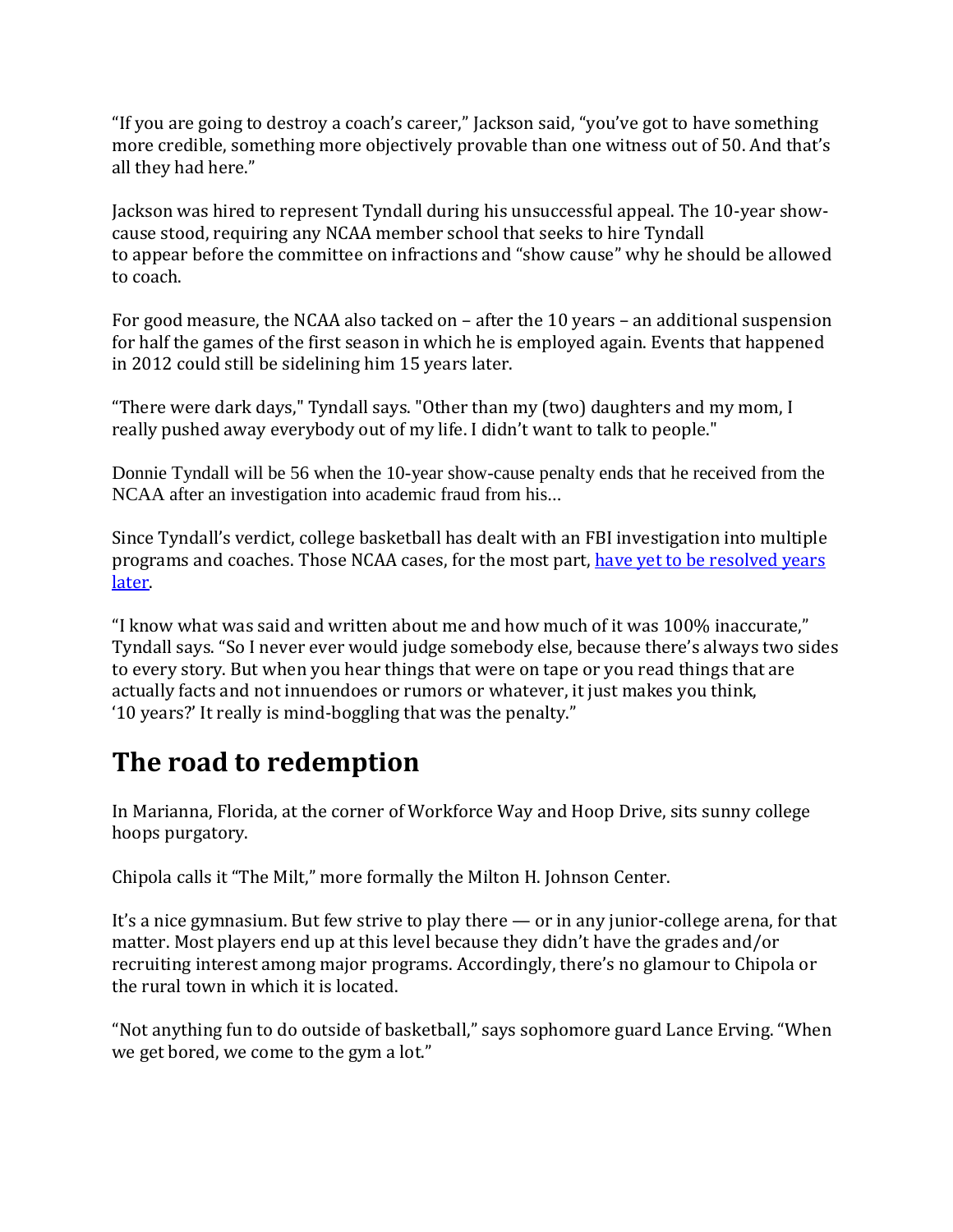"If you are going to destroy a coach's career," Jackson said, "you've got to have something more credible, something more objectively provable than one witness out of 50. And that's all they had here."

Jackson was hired to represent Tyndall during his unsuccessful appeal. The 10-year show-cause stood, requiring any NCAA member school that seeks to hire Tyndall to appear before the committee on infractions and "show cause" why he should be allowed to coach.

For good measure, the NCAA also tacked on – after the 10 years – an additional suspension for half the games of the first season in which he is employed again. Events that happened in 2012 could still be sidelining him 15 years later.

"There were dark days," Tyndall says. "Other than my (two) daughters and my mom, I really pushed away everybody out of my life. I didn't want to talk to people."

Donnie Tyndall will be 56 when the 10-year show-cause penalty ends that he received from the NCAA after an investigation into academic fraud from his…

Since Tyndall's verdict, college basketball has dealt with an FBI investigation into multiple programs and coaches. Those NCAA cases, for the most part, [have yet to be resolved years later](#).

"I know what was said and written about me and how much of it was 100% inaccurate," Tyndall says. "So I never ever would judge somebody else, because there's always two sides to every story. But when you hear things that were on tape or you read things that are actually facts and not innuendoes or rumors or whatever, it just makes you think, '10 years?' It really is mind-boggling that was the penalty."

## The road to redemption

In Marianna, Florida, at the corner of Workforce Way and Hoop Drive, sits sunny college hoops purgatory.

Chipola calls it "The Milt," more formally the Milton H. Johnson Center.

It's a nice gymnasium. But few strive to play there — or in any junior-college arena, for that matter. Most players end up at this level because they didn't have the grades and/or recruiting interest among major programs. Accordingly, there's no glamour to Chipola or the rural town in which it is located.

"Not anything fun to do outside of basketball," says sophomore guard Lance Erving. "When we get bored, we come to the gym a lot."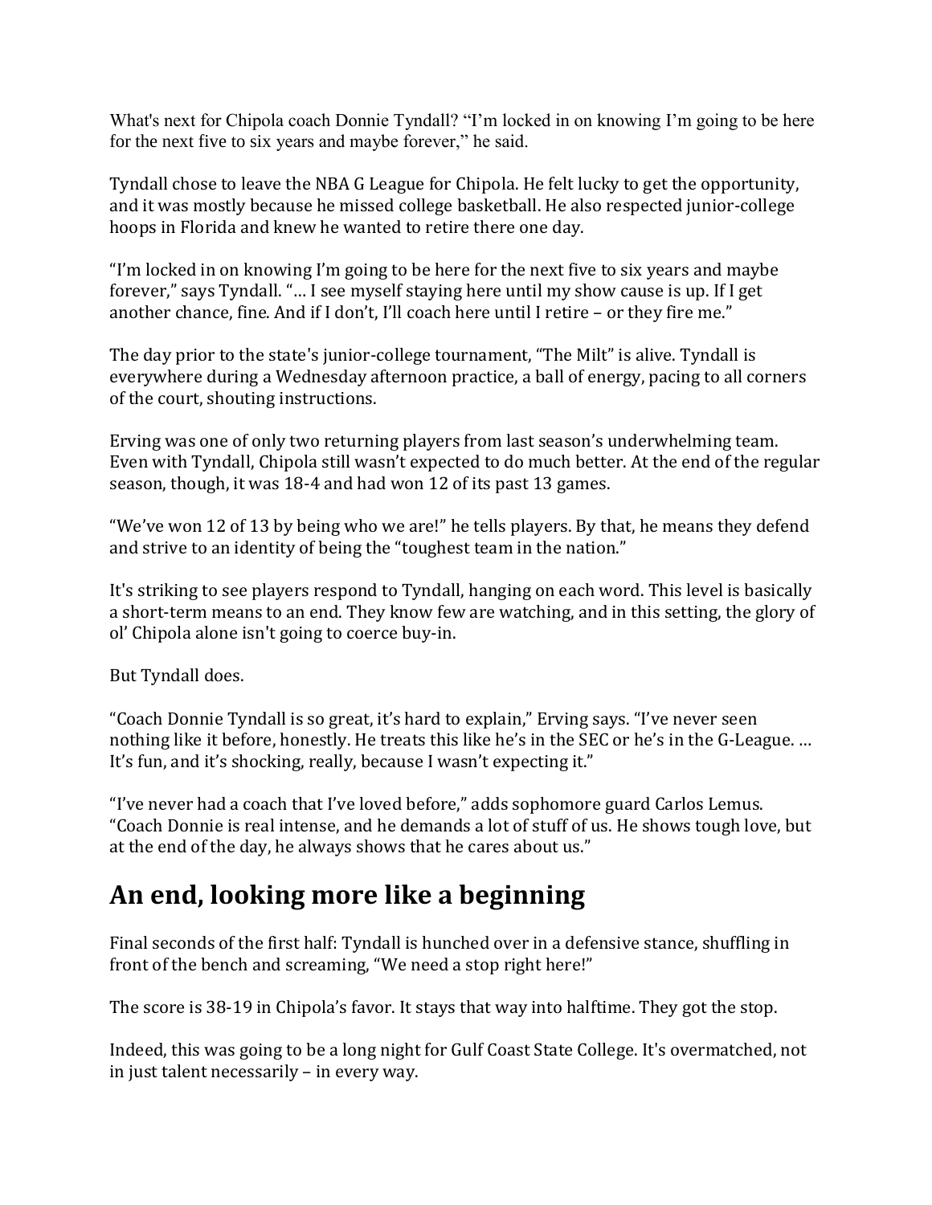What's next for Chipola coach Donnie Tyndall? "I'm locked in on knowing I'm going to be here for the next five to six years and maybe forever," he said.

Tyndall chose to leave the NBA G League for Chipola. He felt lucky to get the opportunity, and it was mostly because he missed college basketball. He also respected junior-college hoops in Florida and knew he wanted to retire there one day.

"I'm locked in on knowing I'm going to be here for the next five to six years and maybe forever," says Tyndall. "… I see myself staying here until my show cause is up. If I get another chance, fine. And if I don't, I'll coach here until I retire – or they fire me."

The day prior to the state's junior-college tournament, "The Milt" is alive. Tyndall is everywhere during a Wednesday afternoon practice, a ball of energy, pacing to all corners of the court, shouting instructions.

Erving was one of only two returning players from last season's underwhelming team. Even with Tyndall, Chipola still wasn't expected to do much better. At the end of the regular season, though, it was 18-4 and had won 12 of its past 13 games.

"We've won 12 of 13 by being who we are!" he tells players. By that, he means they defend and strive to an identity of being the "toughest team in the nation."

It's striking to see players respond to Tyndall, hanging on each word. This level is basically a short-term means to an end. They know few are watching, and in this setting, the glory of ol' Chipola alone isn't going to coerce buy-in.

But Tyndall does.

"Coach Donnie Tyndall is so great, it's hard to explain," Erving says. "I've never seen nothing like it before, honestly. He treats this like he's in the SEC or he's in the G-League. … It's fun, and it's shocking, really, because I wasn't expecting it."

"I've never had a coach that I've loved before," adds sophomore guard Carlos Lemus. "Coach Donnie is real intense, and he demands a lot of stuff of us. He shows tough love, but at the end of the day, he always shows that he cares about us."

## An end, looking more like a beginning

Final seconds of the first half: Tyndall is hunched over in a defensive stance, shuffling in front of the bench and screaming, "We need a stop right here!"

The score is 38-19 in Chipola's favor. It stays that way into halftime. They got the stop.

Indeed, this was going to be a long night for Gulf Coast State College. It's overmatched, not in just talent necessarily – in every way.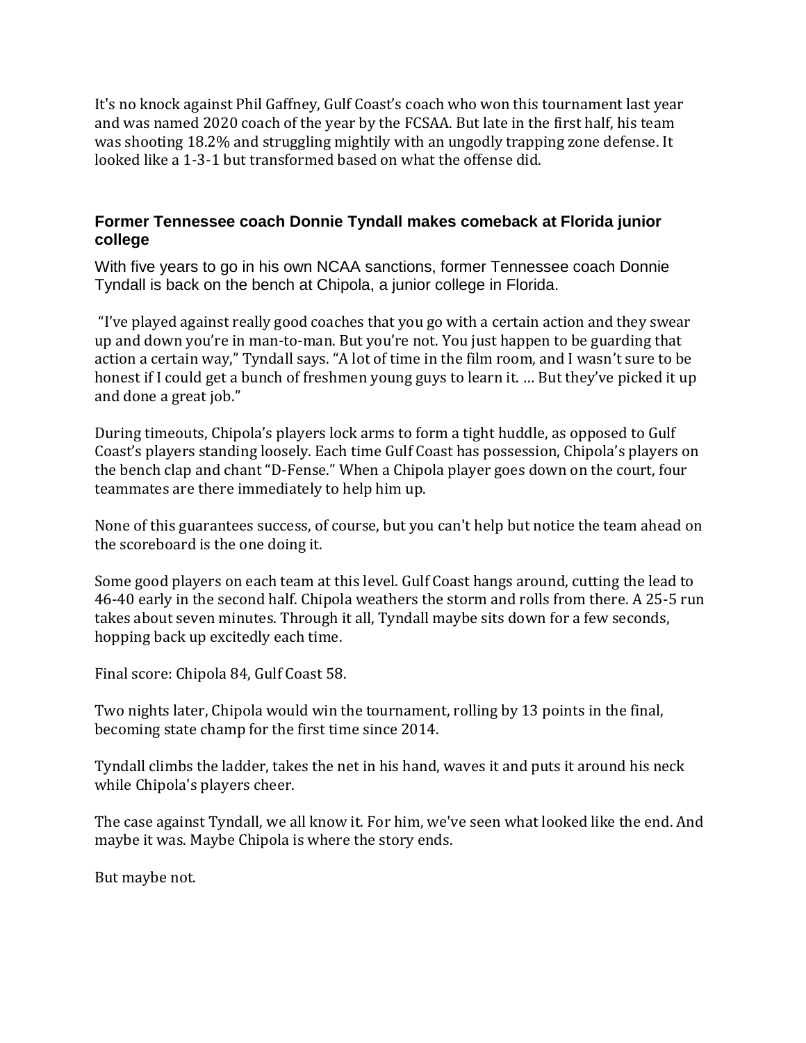It's no knock against Phil Gaffney, Gulf Coast's coach who won this tournament last year and was named 2020 coach of the year by the FCSAA. But late in the first half, his team was shooting 18.2% and struggling mightily with an ungodly trapping zone defense. It looked like a 1-3-1 but transformed based on what the offense did.

### Former Tennessee coach Donnie Tyndall makes comeback at Florida junior college

With five years to go in his own NCAA sanctions, former Tennessee coach Donnie Tyndall is back on the bench at Chipola, a junior college in Florida.

"I've played against really good coaches that you go with a certain action and they swear up and down you're in man-to-man. But you're not. You just happen to be guarding that action a certain way," Tyndall says. "A lot of time in the film room, and I wasn't sure to be honest if I could get a bunch of freshmen young guys to learn it. … But they've picked it up and done a great job."

During timeouts, Chipola's players lock arms to form a tight huddle, as opposed to Gulf Coast's players standing loosely. Each time Gulf Coast has possession, Chipola's players on the bench clap and chant "D-Fense." When a Chipola player goes down on the court, four teammates are there immediately to help him up.

None of this guarantees success, of course, but you can't help but notice the team ahead on the scoreboard is the one doing it.

Some good players on each team at this level. Gulf Coast hangs around, cutting the lead to 46-40 early in the second half. Chipola weathers the storm and rolls from there. A 25-5 run takes about seven minutes. Through it all, Tyndall maybe sits down for a few seconds, hopping back up excitedly each time.

Final score: Chipola 84, Gulf Coast 58.

Two nights later, Chipola would win the tournament, rolling by 13 points in the final, becoming state champ for the first time since 2014.

Tyndall climbs the ladder, takes the net in his hand, waves it and puts it around his neck while Chipola's players cheer.

The case against Tyndall, we all know it. For him, we've seen what looked like the end. And maybe it was. Maybe Chipola is where the story ends.

But maybe not.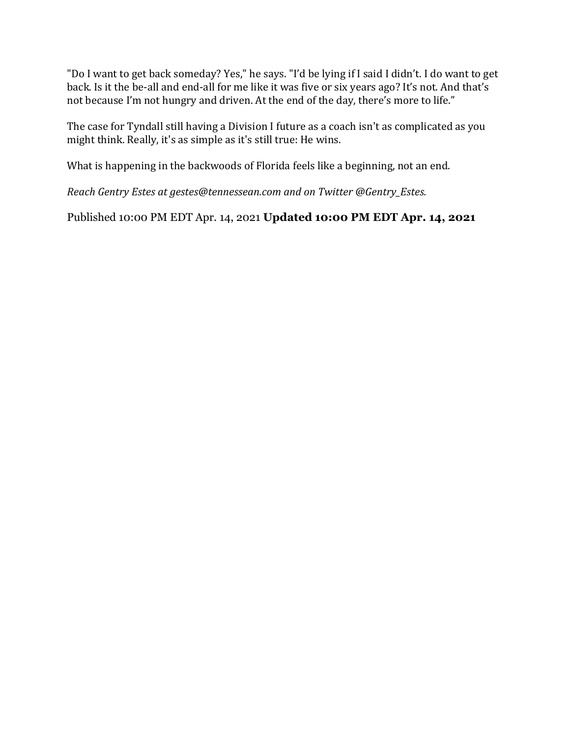"Do I want to get back someday? Yes," he says. "I'd be lying if I said I didn't. I do want to get back. Is it the be-all and end-all for me like it was five or six years ago? It's not. And that's not because I'm not hungry and driven. At the end of the day, there's more to life."

The case for Tyndall still having a Division I future as a coach isn't as complicated as you might think. Really, it's as simple as it's still true: He wins.

What is happening in the backwoods of Florida feels like a beginning, not an end.

*Reach Gentry Estes at gestes@tennessean.com and on Twitter @Gentry_Estes.*

Published 10:00 PM EDT Apr. 14, 2021 **Updated 10:00 PM EDT Apr. 14, 2021**